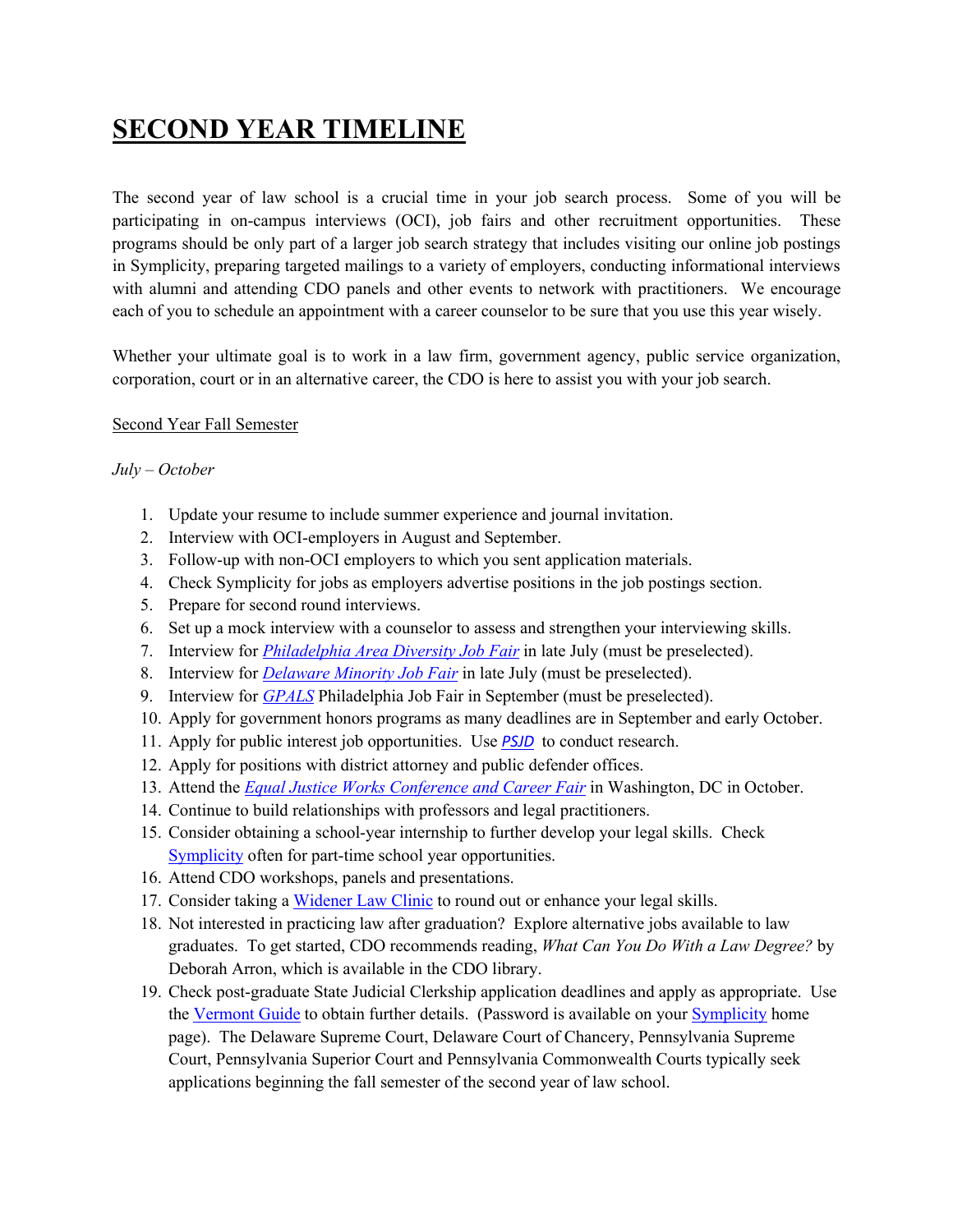# SECOND YEAR TIMELINE

The second year of law school is a crucial time in your job search process. Some of you will be participating in on-campus interviews (OCI), job fairs and other recruitment opportunities. These programs should be only part of a larger job search strategy that includes visiting our online job postings in Symplicity, preparing targeted mailings to a variety of employers, conducting informational interviews with alumni and attending CDO panels and other events to network with practitioners. We encourage each of you to schedule an appointment with a career counselor to be sure that you use this year wisely.

Whether your ultimate goal is to work in a law firm, government agency, public service organization, corporation, court or in an alternative career, the CDO is here to assist you with your job search.

Second Year Fall Semester

*July – October*

1. Update your resume to include summer experience and journal invitation.
2. Interview with OCI-employers in August and September.
3. Follow-up with non-OCI employers to which you sent application materials.
4. Check Symplicity for jobs as employers advertise positions in the job postings section.
5. Prepare for second round interviews.
6. Set up a mock interview with a counselor to assess and strengthen your interviewing skills.
7. Interview for *Philadelphia Area Diversity Job Fair* in late July (must be preselected).
8. Interview for *Delaware Minority Job Fair* in late July (must be preselected).
9. Interview for *GPALS* Philadelphia Job Fair in September (must be preselected).
10. Apply for government honors programs as many deadlines are in September and early October.
11. Apply for public interest job opportunities. Use *PSJD* to conduct research.
12. Apply for positions with district attorney and public defender offices.
13. Attend the *Equal Justice Works Conference and Career Fair* in Washington, DC in October.
14. Continue to build relationships with professors and legal practitioners.
15. Consider obtaining a school-year internship to further develop your legal skills. Check Symplicity often for part-time school year opportunities.
16. Attend CDO workshops, panels and presentations.
17. Consider taking a Widener Law Clinic to round out or enhance your legal skills.
18. Not interested in practicing law after graduation? Explore alternative jobs available to law graduates. To get started, CDO recommends reading, *What Can You Do With a Law Degree?* by Deborah Arron, which is available in the CDO library.
19. Check post-graduate State Judicial Clerkship application deadlines and apply as appropriate. Use the Vermont Guide to obtain further details. (Password is available on your Symplicity home page). The Delaware Supreme Court, Delaware Court of Chancery, Pennsylvania Supreme Court, Pennsylvania Superior Court and Pennsylvania Commonwealth Courts typically seek applications beginning the fall semester of the second year of law school.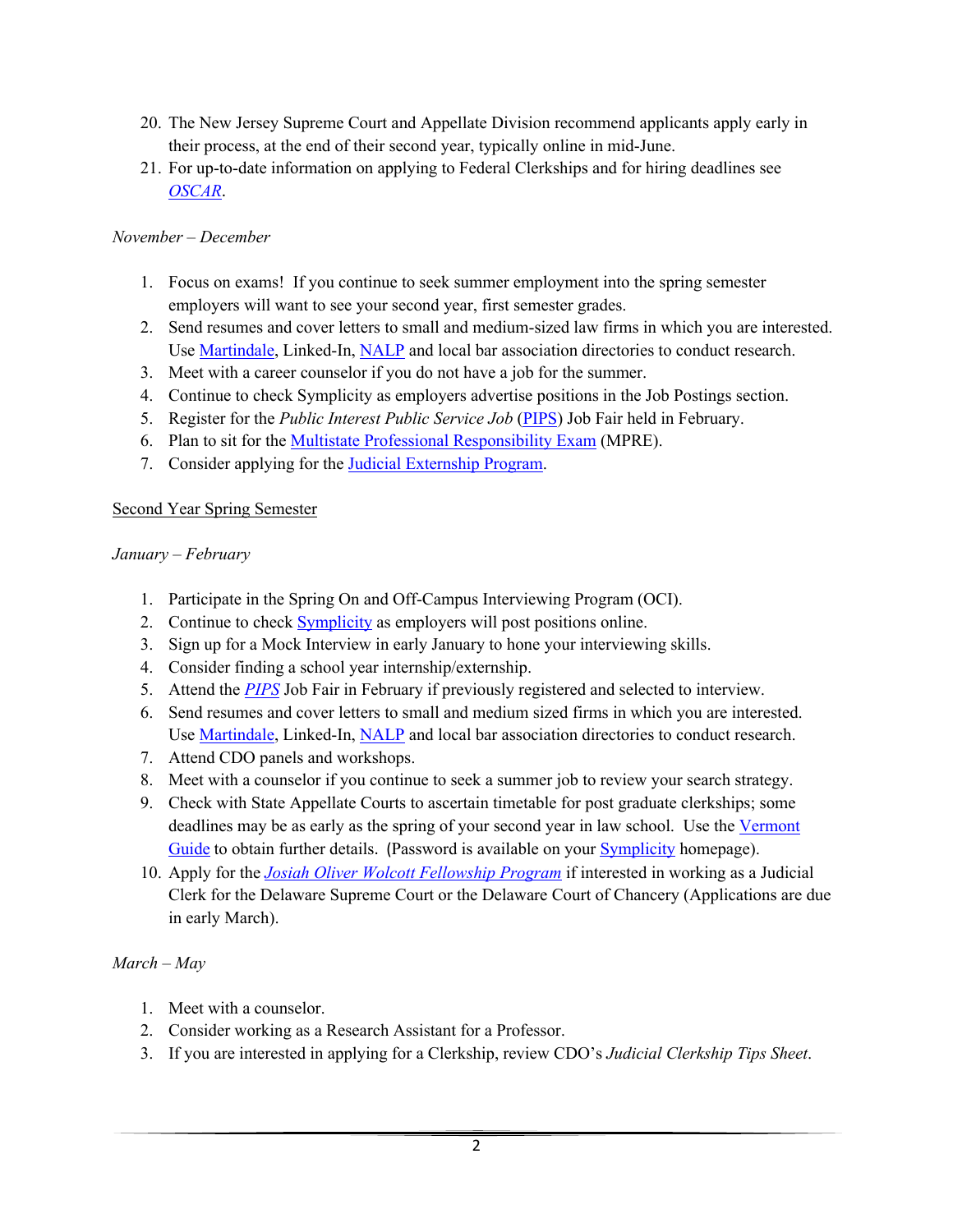20. The New Jersey Supreme Court and Appellate Division recommend applicants apply early in their process, at the end of their second year, typically online in mid-June.
21. For up-to-date information on applying to Federal Clerkships and for hiring deadlines see *OSCAR*.

*November – December*

1. Focus on exams! If you continue to seek summer employment into the spring semester employers will want to see your second year, first semester grades.
2. Send resumes and cover letters to small and medium-sized law firms in which you are interested. Use Martindale, Linked-In, NALP and local bar association directories to conduct research.
3. Meet with a career counselor if you do not have a job for the summer.
4. Continue to check Symplicity as employers advertise positions in the Job Postings section.
5. Register for the *Public Interest Public Service Job* (PIPS) Job Fair held in February.
6. Plan to sit for the Multistate Professional Responsibility Exam (MPRE).
7. Consider applying for the Judicial Externship Program.

Second Year Spring Semester

*January – February*

1. Participate in the Spring On and Off-Campus Interviewing Program (OCI).
2. Continue to check Symplicity as employers will post positions online.
3. Sign up for a Mock Interview in early January to hone your interviewing skills.
4. Consider finding a school year internship/externship.
5. Attend the *PIPS* Job Fair in February if previously registered and selected to interview.
6. Send resumes and cover letters to small and medium sized firms in which you are interested. Use Martindale, Linked-In, NALP and local bar association directories to conduct research.
7. Attend CDO panels and workshops.
8. Meet with a counselor if you continue to seek a summer job to review your search strategy.
9. Check with State Appellate Courts to ascertain timetable for post graduate clerkships; some deadlines may be as early as the spring of your second year in law school. Use the Vermont Guide to obtain further details. (Password is available on your Symplicity homepage).
10. Apply for the *Josiah Oliver Wolcott Fellowship Program* if interested in working as a Judicial Clerk for the Delaware Supreme Court or the Delaware Court of Chancery (Applications are due in early March).

*March – May*

1. Meet with a counselor.
2. Consider working as a Research Assistant for a Professor.
3. If you are interested in applying for a Clerkship, review CDO's *Judicial Clerkship Tips Sheet*.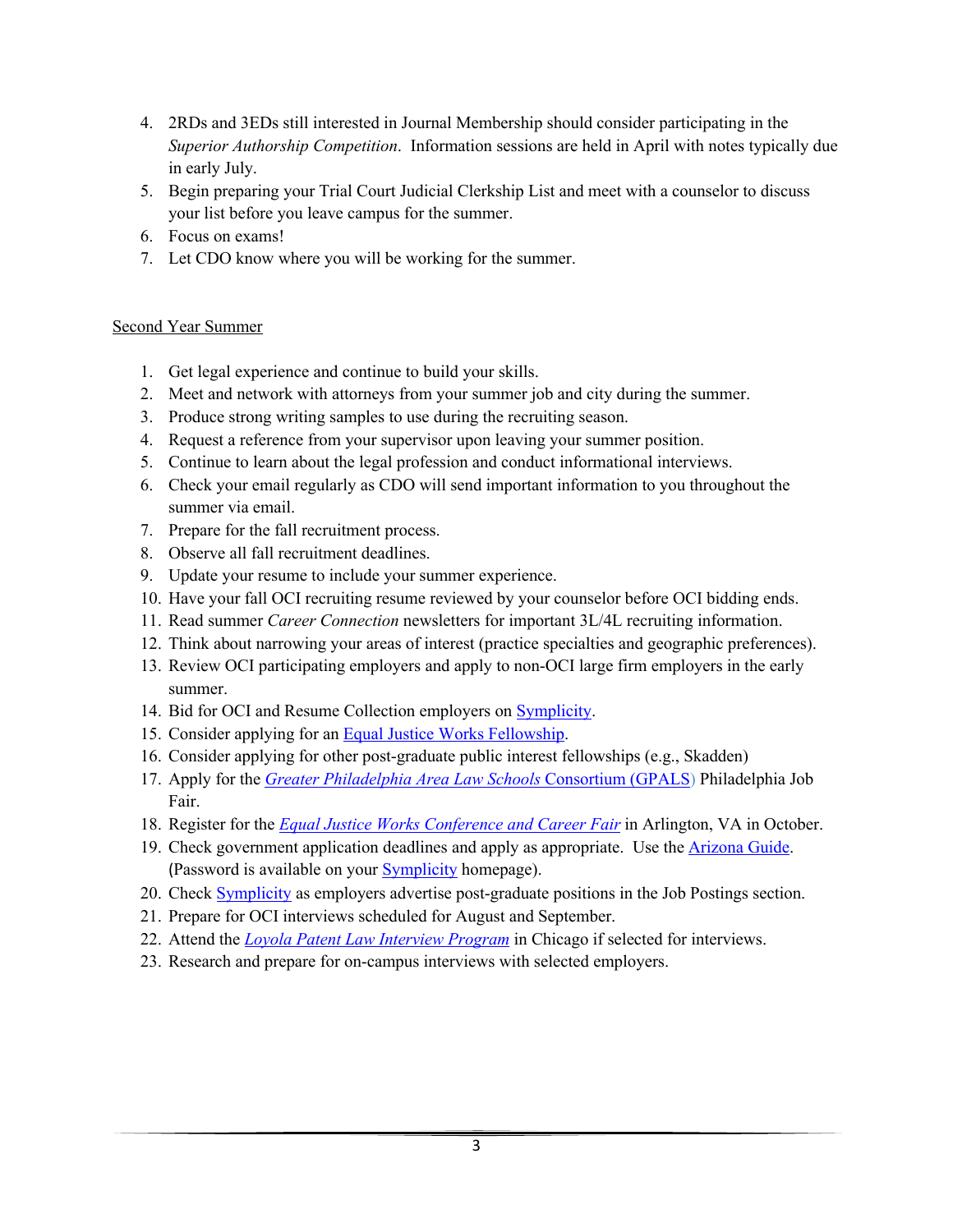4. 2RDs and 3EDs still interested in Journal Membership should consider participating in the *Superior Authorship Competition*. Information sessions are held in April with notes typically due in early July.
5. Begin preparing your Trial Court Judicial Clerkship List and meet with a counselor to discuss your list before you leave campus for the summer.
6. Focus on exams!
7. Let CDO know where you will be working for the summer.

<u>Second Year Summer</u>

1. Get legal experience and continue to build your skills.
2. Meet and network with attorneys from your summer job and city during the summer.
3. Produce strong writing samples to use during the recruiting season.
4. Request a reference from your supervisor upon leaving your summer position.
5. Continue to learn about the legal profession and conduct informational interviews.
6. Check your email regularly as CDO will send important information to you throughout the summer via email.
7. Prepare for the fall recruitment process.
8. Observe all fall recruitment deadlines.
9. Update your resume to include your summer experience.
10. Have your fall OCI recruiting resume reviewed by your counselor before OCI bidding ends.
11. Read summer *Career Connection* newsletters for important 3L/4L recruiting information.
12. Think about narrowing your areas of interest (practice specialties and geographic preferences).
13. Review OCI participating employers and apply to non-OCI large firm employers in the early summer.
14. Bid for OCI and Resume Collection employers on Symplicity.
15. Consider applying for an Equal Justice Works Fellowship.
16. Consider applying for other post-graduate public interest fellowships (e.g., Skadden)
17. Apply for the *Greater Philadelphia Area Law Schools* Consortium (GPALS) Philadelphia Job Fair.
18. Register for the *Equal Justice Works Conference and Career Fair* in Arlington, VA in October.
19. Check government application deadlines and apply as appropriate. Use the Arizona Guide. (Password is available on your Symplicity homepage).
20. Check Symplicity as employers advertise post-graduate positions in the Job Postings section.
21. Prepare for OCI interviews scheduled for August and September.
22. Attend the *Loyola Patent Law Interview Program* in Chicago if selected for interviews.
23. Research and prepare for on-campus interviews with selected employers.